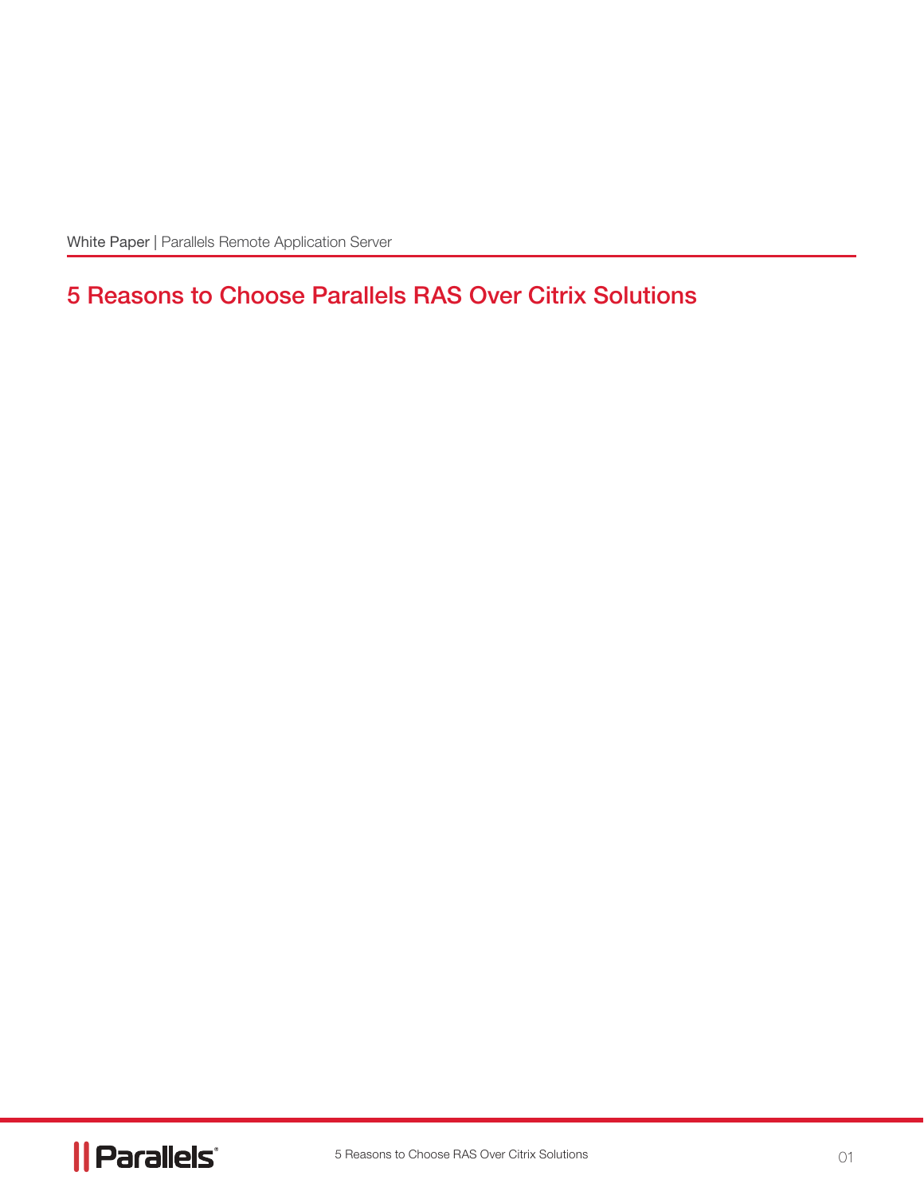White Paper | Parallels Remote Application Server

# 5 Reasons to Choose Parallels RAS Over Citrix Solutions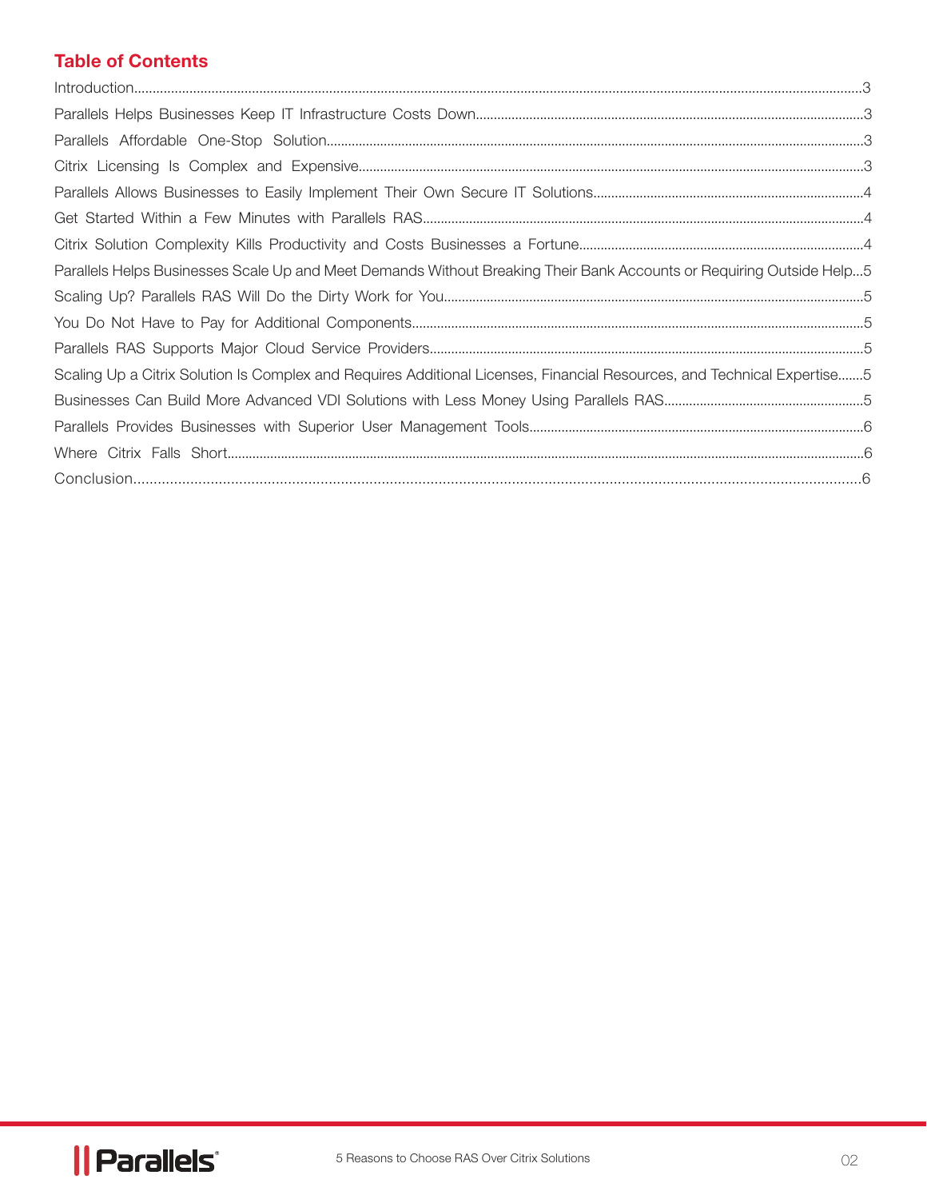## Table of Contents

| Section | Page |
|---|---|
| Introduction | 3 |
| Parallels Helps Businesses Keep IT Infrastructure Costs Down | 3 |
| Parallels Affordable One-Stop Solution | 3 |
| Citrix Licensing Is Complex and Expensive | 3 |
| Parallels Allows Businesses to Easily Implement Their Own Secure IT Solutions | 4 |
| Get Started Within a Few Minutes with Parallels RAS | 4 |
| Citrix Solution Complexity Kills Productivity and Costs Businesses a Fortune | 4 |
| Parallels Helps Businesses Scale Up and Meet Demands Without Breaking Their Bank Accounts or Requiring Outside Help | 5 |
| Scaling Up? Parallels RAS Will Do the Dirty Work for You | 5 |
| You Do Not Have to Pay for Additional Components | 5 |
| Parallels RAS Supports Major Cloud Service Providers | 5 |
| Scaling Up a Citrix Solution Is Complex and Requires Additional Licenses, Financial Resources, and Technical Expertise | 5 |
| Businesses Can Build More Advanced VDI Solutions with Less Money Using Parallels RAS | 5 |
| Parallels Provides Businesses with Superior User Management Tools | 6 |
| Where Citrix Falls Short | 6 |
| Conclusion | 6 |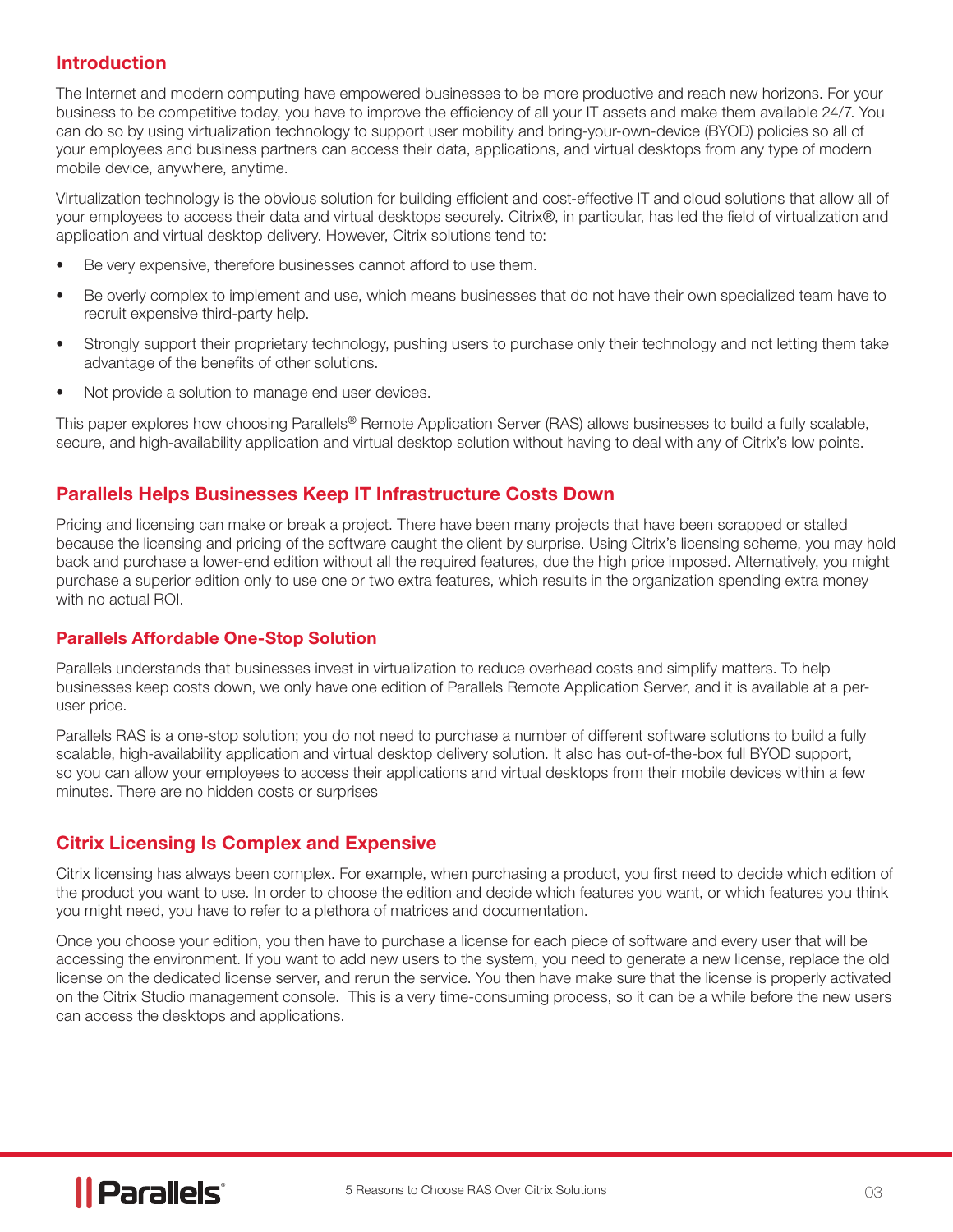## Introduction

The Internet and modern computing have empowered businesses to be more productive and reach new horizons. For your business to be competitive today, you have to improve the efficiency of all your IT assets and make them available 24/7. You can do so by using virtualization technology to support user mobility and bring-your-own-device (BYOD) policies so all of your employees and business partners can access their data, applications, and virtual desktops from any type of modern mobile device, anywhere, anytime.

Virtualization technology is the obvious solution for building efficient and cost-effective IT and cloud solutions that allow all of your employees to access their data and virtual desktops securely. Citrix®, in particular, has led the field of virtualization and application and virtual desktop delivery. However, Citrix solutions tend to:

- Be very expensive, therefore businesses cannot afford to use them.
- Be overly complex to implement and use, which means businesses that do not have their own specialized team have to recruit expensive third-party help.
- Strongly support their proprietary technology, pushing users to purchase only their technology and not letting them take advantage of the benefits of other solutions.
- Not provide a solution to manage end user devices.

This paper explores how choosing Parallels® Remote Application Server (RAS) allows businesses to build a fully scalable, secure, and high-availability application and virtual desktop solution without having to deal with any of Citrix's low points.

## Parallels Helps Businesses Keep IT Infrastructure Costs Down

Pricing and licensing can make or break a project. There have been many projects that have been scrapped or stalled because the licensing and pricing of the software caught the client by surprise. Using Citrix's licensing scheme, you may hold back and purchase a lower-end edition without all the required features, due the high price imposed. Alternatively, you might purchase a superior edition only to use one or two extra features, which results in the organization spending extra money with no actual ROI.

### Parallels Affordable One-Stop Solution

Parallels understands that businesses invest in virtualization to reduce overhead costs and simplify matters. To help businesses keep costs down, we only have one edition of Parallels Remote Application Server, and it is available at a per-user price.

Parallels RAS is a one-stop solution; you do not need to purchase a number of different software solutions to build a fully scalable, high-availability application and virtual desktop delivery solution. It also has out-of-the-box full BYOD support, so you can allow your employees to access their applications and virtual desktops from their mobile devices within a few minutes. There are no hidden costs or surprises

## Citrix Licensing Is Complex and Expensive

Citrix licensing has always been complex. For example, when purchasing a product, you first need to decide which edition of the product you want to use. In order to choose the edition and decide which features you want, or which features you think you might need, you have to refer to a plethora of matrices and documentation.

Once you choose your edition, you then have to purchase a license for each piece of software and every user that will be accessing the environment. If you want to add new users to the system, you need to generate a new license, replace the old license on the dedicated license server, and rerun the service. You then have make sure that the license is properly activated on the Citrix Studio management console. This is a very time-consuming process, so it can be a while before the new users can access the desktops and applications.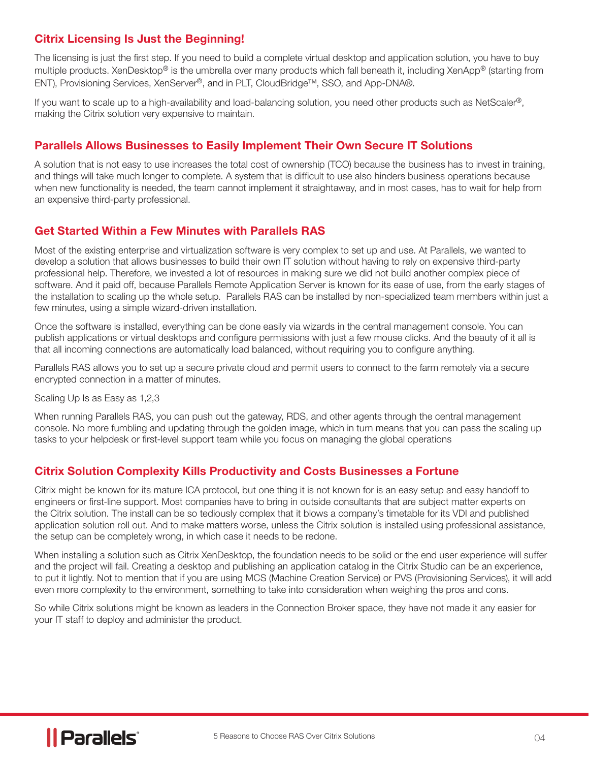## Citrix Licensing Is Just the Beginning!

The licensing is just the first step. If you need to build a complete virtual desktop and application solution, you have to buy multiple products. XenDesktop® is the umbrella over many products which fall beneath it, including XenApp® (starting from ENT), Provisioning Services, XenServer®, and in PLT, CloudBridge™, SSO, and App-DNA®.

If you want to scale up to a high-availability and load-balancing solution, you need other products such as NetScaler®, making the Citrix solution very expensive to maintain.

## Parallels Allows Businesses to Easily Implement Their Own Secure IT Solutions

A solution that is not easy to use increases the total cost of ownership (TCO) because the business has to invest in training, and things will take much longer to complete. A system that is difficult to use also hinders business operations because when new functionality is needed, the team cannot implement it straightaway, and in most cases, has to wait for help from an expensive third-party professional.

## Get Started Within a Few Minutes with Parallels RAS

Most of the existing enterprise and virtualization software is very complex to set up and use. At Parallels, we wanted to develop a solution that allows businesses to build their own IT solution without having to rely on expensive third-party professional help. Therefore, we invested a lot of resources in making sure we did not build another complex piece of software. And it paid off, because Parallels Remote Application Server is known for its ease of use, from the early stages of the installation to scaling up the whole setup. Parallels RAS can be installed by non-specialized team members within just a few minutes, using a simple wizard-driven installation.

Once the software is installed, everything can be done easily via wizards in the central management console. You can publish applications or virtual desktops and configure permissions with just a few mouse clicks. And the beauty of it all is that all incoming connections are automatically load balanced, without requiring you to configure anything.

Parallels RAS allows you to set up a secure private cloud and permit users to connect to the farm remotely via a secure encrypted connection in a matter of minutes.

Scaling Up Is as Easy as 1,2,3

When running Parallels RAS, you can push out the gateway, RDS, and other agents through the central management console. No more fumbling and updating through the golden image, which in turn means that you can pass the scaling up tasks to your helpdesk or first-level support team while you focus on managing the global operations

## Citrix Solution Complexity Kills Productivity and Costs Businesses a Fortune

Citrix might be known for its mature ICA protocol, but one thing it is not known for is an easy setup and easy handoff to engineers or first-line support. Most companies have to bring in outside consultants that are subject matter experts on the Citrix solution. The install can be so tediously complex that it blows a company's timetable for its VDI and published application solution roll out. And to make matters worse, unless the Citrix solution is installed using professional assistance, the setup can be completely wrong, in which case it needs to be redone.

When installing a solution such as Citrix XenDesktop, the foundation needs to be solid or the end user experience will suffer and the project will fail. Creating a desktop and publishing an application catalog in the Citrix Studio can be an experience, to put it lightly. Not to mention that if you are using MCS (Machine Creation Service) or PVS (Provisioning Services), it will add even more complexity to the environment, something to take into consideration when weighing the pros and cons.

So while Citrix solutions might be known as leaders in the Connection Broker space, they have not made it any easier for your IT staff to deploy and administer the product.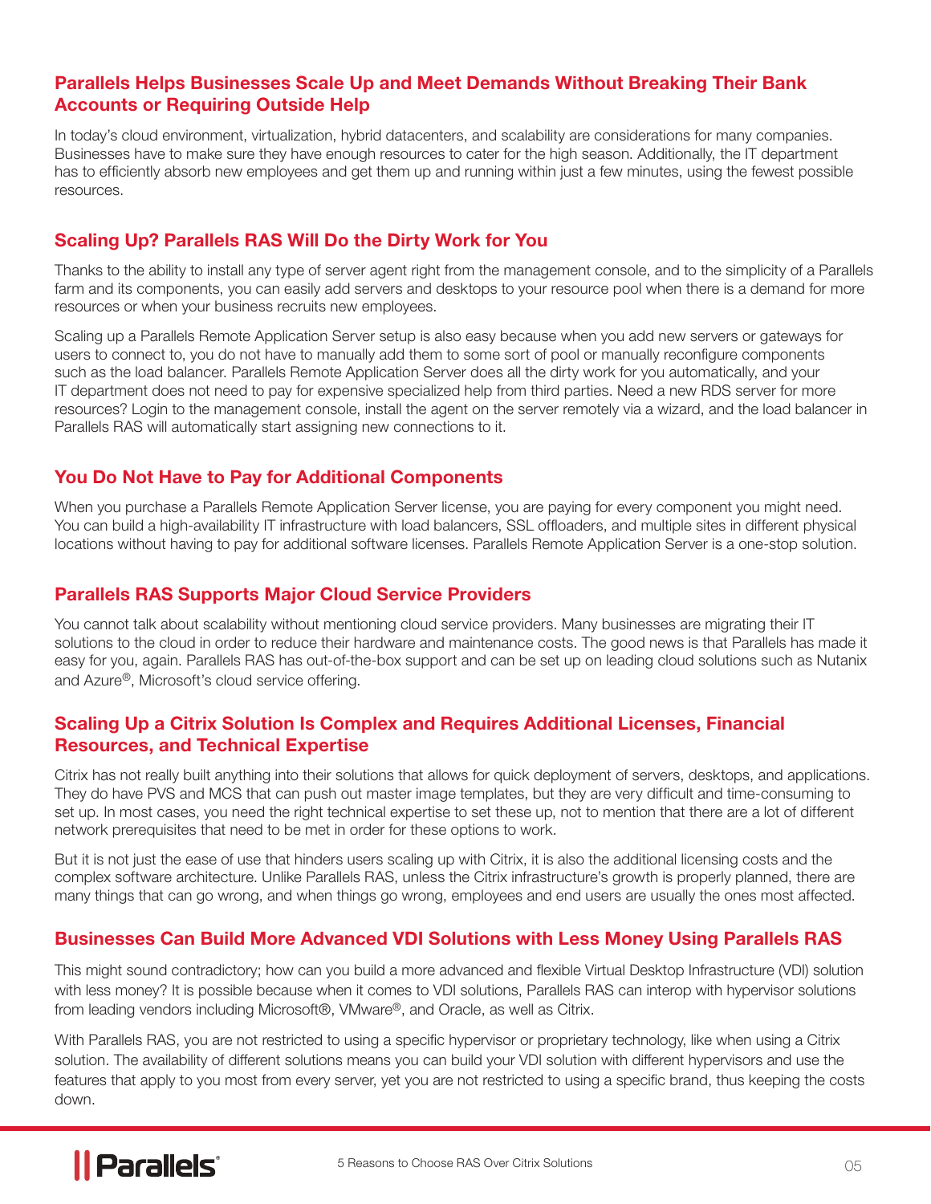## Parallels Helps Businesses Scale Up and Meet Demands Without Breaking Their Bank Accounts or Requiring Outside Help

In today's cloud environment, virtualization, hybrid datacenters, and scalability are considerations for many companies. Businesses have to make sure they have enough resources to cater for the high season. Additionally, the IT department has to efficiently absorb new employees and get them up and running within just a few minutes, using the fewest possible resources.

## Scaling Up? Parallels RAS Will Do the Dirty Work for You

Thanks to the ability to install any type of server agent right from the management console, and to the simplicity of a Parallels farm and its components, you can easily add servers and desktops to your resource pool when there is a demand for more resources or when your business recruits new employees.

Scaling up a Parallels Remote Application Server setup is also easy because when you add new servers or gateways for users to connect to, you do not have to manually add them to some sort of pool or manually reconfigure components such as the load balancer. Parallels Remote Application Server does all the dirty work for you automatically, and your IT department does not need to pay for expensive specialized help from third parties. Need a new RDS server for more resources? Login to the management console, install the agent on the server remotely via a wizard, and the load balancer in Parallels RAS will automatically start assigning new connections to it.

## You Do Not Have to Pay for Additional Components

When you purchase a Parallels Remote Application Server license, you are paying for every component you might need. You can build a high-availability IT infrastructure with load balancers, SSL offloaders, and multiple sites in different physical locations without having to pay for additional software licenses. Parallels Remote Application Server is a one-stop solution.

## Parallels RAS Supports Major Cloud Service Providers

You cannot talk about scalability without mentioning cloud service providers. Many businesses are migrating their IT solutions to the cloud in order to reduce their hardware and maintenance costs. The good news is that Parallels has made it easy for you, again. Parallels RAS has out-of-the-box support and can be set up on leading cloud solutions such as Nutanix and Azure®, Microsoft's cloud service offering.

## Scaling Up a Citrix Solution Is Complex and Requires Additional Licenses, Financial Resources, and Technical Expertise

Citrix has not really built anything into their solutions that allows for quick deployment of servers, desktops, and applications. They do have PVS and MCS that can push out master image templates, but they are very difficult and time-consuming to set up. In most cases, you need the right technical expertise to set these up, not to mention that there are a lot of different network prerequisites that need to be met in order for these options to work.

But it is not just the ease of use that hinders users scaling up with Citrix, it is also the additional licensing costs and the complex software architecture. Unlike Parallels RAS, unless the Citrix infrastructure's growth is properly planned, there are many things that can go wrong, and when things go wrong, employees and end users are usually the ones most affected.

## Businesses Can Build More Advanced VDI Solutions with Less Money Using Parallels RAS

This might sound contradictory; how can you build a more advanced and flexible Virtual Desktop Infrastructure (VDI) solution with less money? It is possible because when it comes to VDI solutions, Parallels RAS can interop with hypervisor solutions from leading vendors including Microsoft®, VMware®, and Oracle, as well as Citrix.

With Parallels RAS, you are not restricted to using a specific hypervisor or proprietary technology, like when using a Citrix solution. The availability of different solutions means you can build your VDI solution with different hypervisors and use the features that apply to you most from every server, yet you are not restricted to using a specific brand, thus keeping the costs down.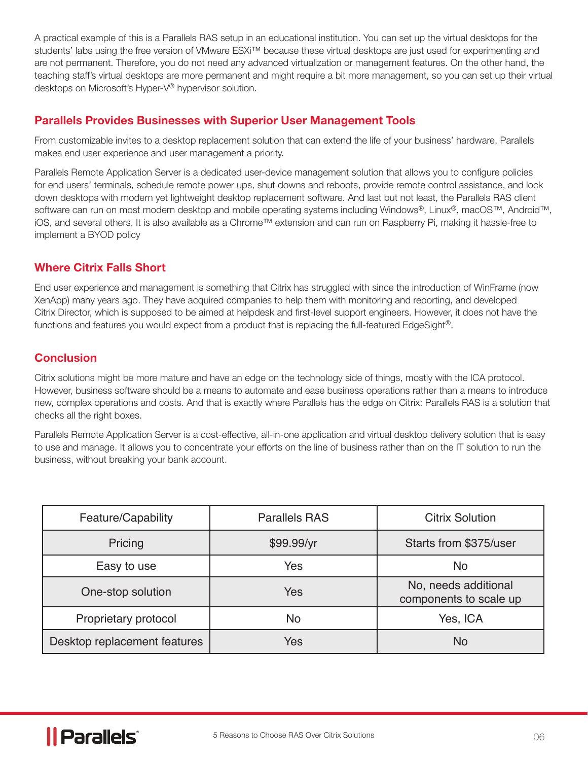A practical example of this is a Parallels RAS setup in an educational institution. You can set up the virtual desktops for the students' labs using the free version of VMware ESXi™ because these virtual desktops are just used for experimenting and are not permanent. Therefore, you do not need any advanced virtualization or management features. On the other hand, the teaching staff's virtual desktops are more permanent and might require a bit more management, so you can set up their virtual desktops on Microsoft's Hyper-V® hypervisor solution.

## Parallels Provides Businesses with Superior User Management Tools

From customizable invites to a desktop replacement solution that can extend the life of your business' hardware, Parallels makes end user experience and user management a priority.

Parallels Remote Application Server is a dedicated user-device management solution that allows you to configure policies for end users' terminals, schedule remote power ups, shut downs and reboots, provide remote control assistance, and lock down desktops with modern yet lightweight desktop replacement software. And last but not least, the Parallels RAS client software can run on most modern desktop and mobile operating systems including Windows®, Linux®, macOS™, Android™, iOS, and several others. It is also available as a Chrome™ extension and can run on Raspberry Pi, making it hassle-free to implement a BYOD policy

## Where Citrix Falls Short

End user experience and management is something that Citrix has struggled with since the introduction of WinFrame (now XenApp) many years ago. They have acquired companies to help them with monitoring and reporting, and developed Citrix Director, which is supposed to be aimed at helpdesk and first-level support engineers. However, it does not have the functions and features you would expect from a product that is replacing the full-featured EdgeSight®.

## Conclusion

Citrix solutions might be more mature and have an edge on the technology side of things, mostly with the ICA protocol. However, business software should be a means to automate and ease business operations rather than a means to introduce new, complex operations and costs. And that is exactly where Parallels has the edge on Citrix: Parallels RAS is a solution that checks all the right boxes.

Parallels Remote Application Server is a cost-effective, all-in-one application and virtual desktop delivery solution that is easy to use and manage. It allows you to concentrate your efforts on the line of business rather than on the IT solution to run the business, without breaking your bank account.

| Feature/Capability | Parallels RAS | Citrix Solution |
|---|---|---|
| Pricing | $99.99/yr | Starts from $375/user |
| Easy to use | Yes | No |
| One-stop solution | Yes | No, needs additional components to scale up |
| Proprietary protocol | No | Yes, ICA |
| Desktop replacement features | Yes | No |